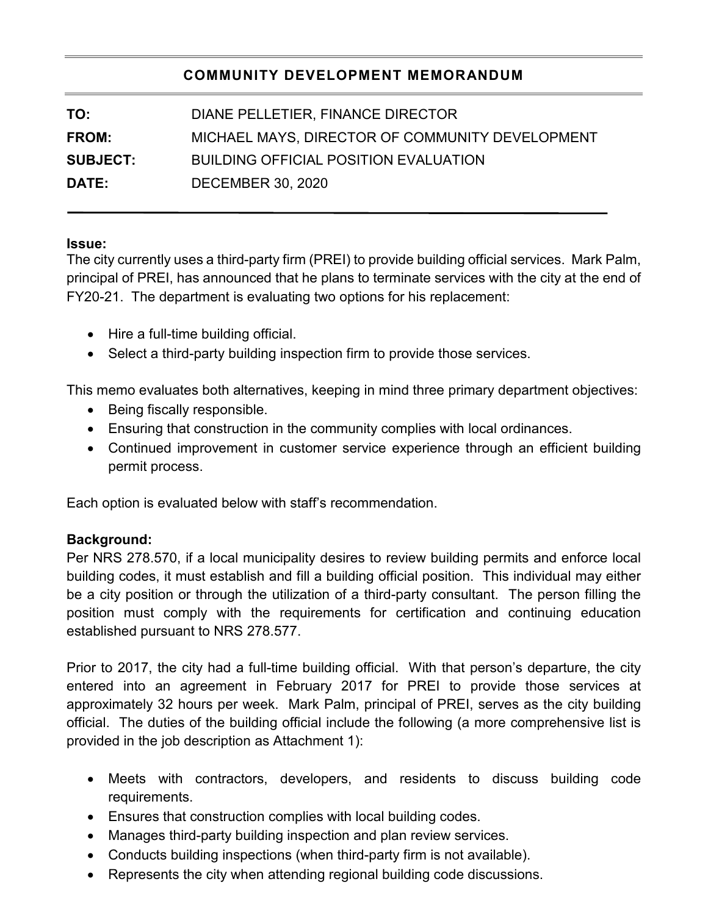## COMMUNITY DEVELOPMENT MEMORANDUM

| | |
|---|---|
| **TO:** | DIANE PELLETIER, FINANCE DIRECTOR |
| **FROM:** | MICHAEL MAYS, DIRECTOR OF COMMUNITY DEVELOPMENT |
| **SUBJECT:** | BUILDING OFFICIAL POSITION EVALUATION |
| **DATE:** | DECEMBER 30, 2020 |

**Issue:**

The city currently uses a third-party firm (PREI) to provide building official services. Mark Palm, principal of PREI, has announced that he plans to terminate services with the city at the end of FY20-21. The department is evaluating two options for his replacement:

- Hire a full-time building official.
- Select a third-party building inspection firm to provide those services.

This memo evaluates both alternatives, keeping in mind three primary department objectives:

- Being fiscally responsible.
- Ensuring that construction in the community complies with local ordinances.
- Continued improvement in customer service experience through an efficient building permit process.

Each option is evaluated below with staff's recommendation.

**Background:**

Per NRS 278.570, if a local municipality desires to review building permits and enforce local building codes, it must establish and fill a building official position. This individual may either be a city position or through the utilization of a third-party consultant. The person filling the position must comply with the requirements for certification and continuing education established pursuant to NRS 278.577.

Prior to 2017, the city had a full-time building official. With that person's departure, the city entered into an agreement in February 2017 for PREI to provide those services at approximately 32 hours per week. Mark Palm, principal of PREI, serves as the city building official. The duties of the building official include the following (a more comprehensive list is provided in the job description as Attachment 1):

- Meets with contractors, developers, and residents to discuss building code requirements.
- Ensures that construction complies with local building codes.
- Manages third-party building inspection and plan review services.
- Conducts building inspections (when third-party firm is not available).
- Represents the city when attending regional building code discussions.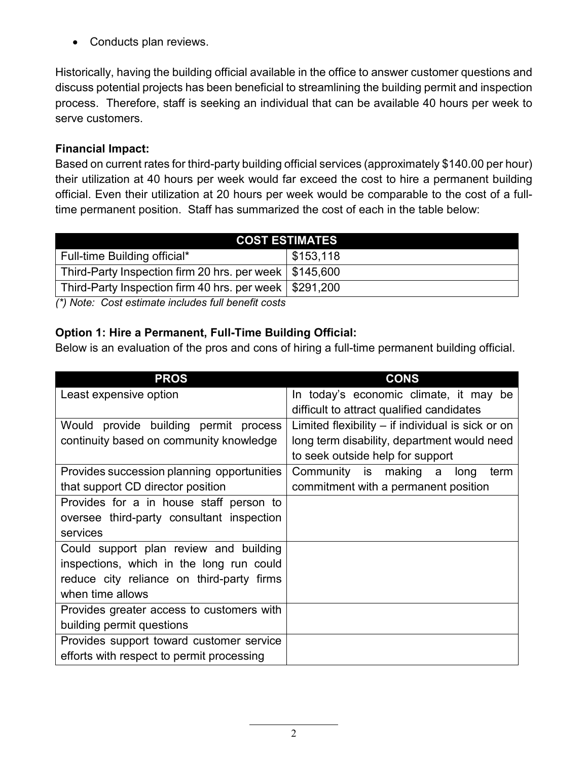- Conducts plan reviews.

Historically, having the building official available in the office to answer customer questions and discuss potential projects has been beneficial to streamlining the building permit and inspection process. Therefore, staff is seeking an individual that can be available 40 hours per week to serve customers.

**Financial Impact:**
Based on current rates for third-party building official services (approximately $140.00 per hour) their utilization at 40 hours per week would far exceed the cost to hire a permanent building official. Even their utilization at 20 hours per week would be comparable to the cost of a full-time permanent position. Staff has summarized the cost of each in the table below:

| COST ESTIMATES | |
|---|---|
| Full-time Building official* | $153,118 |
| Third-Party Inspection firm 20 hrs. per week | $145,600 |
| Third-Party Inspection firm 40 hrs. per week | $291,200 |

*(*) Note: Cost estimate includes full benefit costs*

**Option 1: Hire a Permanent, Full-Time Building Official:**
Below is an evaluation of the pros and cons of hiring a full-time permanent building official.

| PROS | CONS |
|---|---|
| Least expensive option | In today's economic climate, it may be difficult to attract qualified candidates |
| Would provide building permit process continuity based on community knowledge | Limited flexibility – if individual is sick or on long term disability, department would need to seek outside help for support |
| Provides succession planning opportunities that support CD director position | Community is making a long term commitment with a permanent position |
| Provides for a in house staff person to oversee third-party consultant inspection services | |
| Could support plan review and building inspections, which in the long run could reduce city reliance on third-party firms when time allows | |
| Provides greater access to customers with building permit questions | |
| Provides support toward customer service efforts with respect to permit processing | |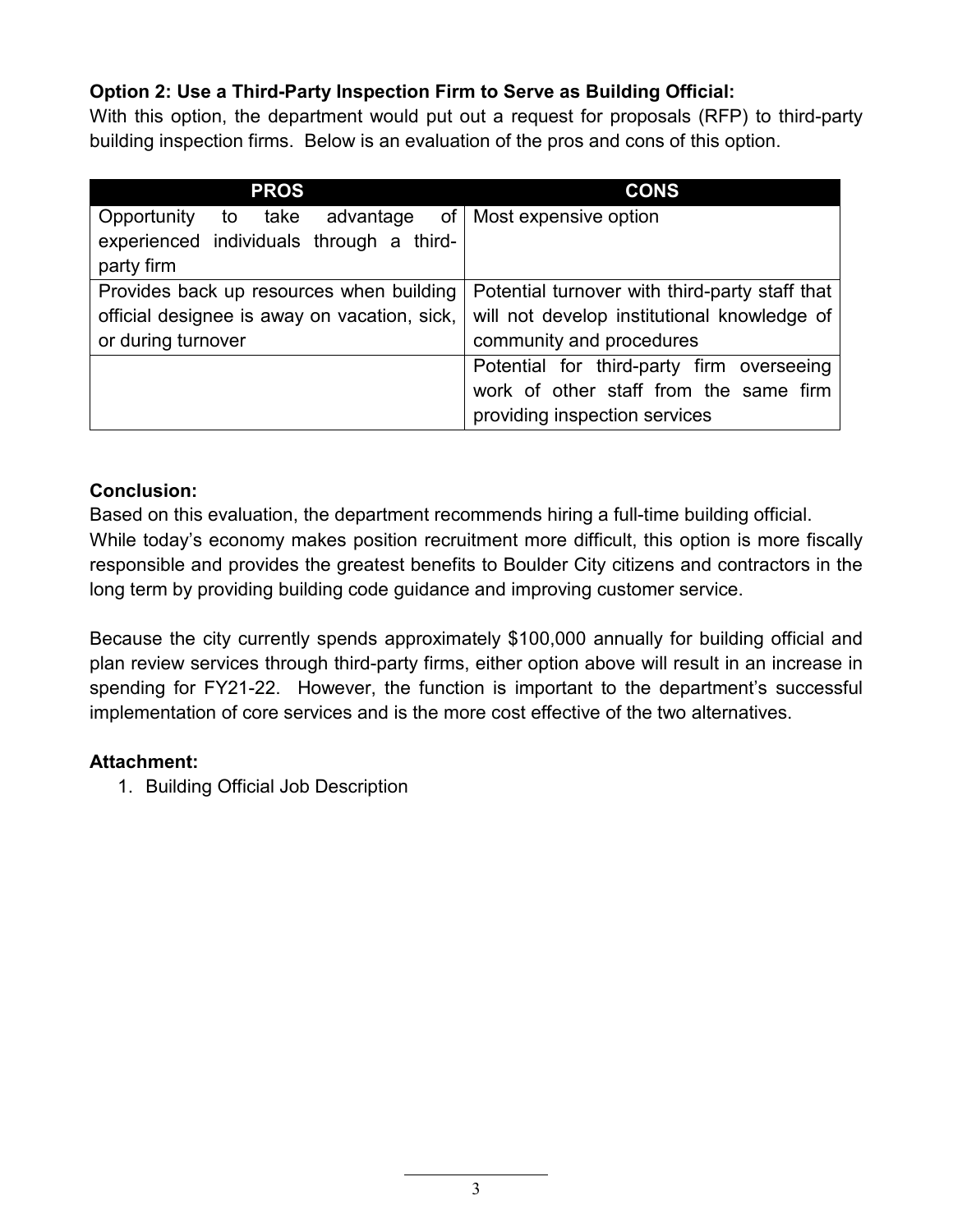**Option 2: Use a Third-Party Inspection Firm to Serve as Building Official:**

With this option, the department would put out a request for proposals (RFP) to third-party building inspection firms. Below is an evaluation of the pros and cons of this option.

| PROS | CONS |
|---|---|
| Opportunity to take advantage of experienced individuals through a third-party firm | Most expensive option |
| Provides back up resources when building official designee is away on vacation, sick, or during turnover | Potential turnover with third-party staff that will not develop institutional knowledge of community and procedures |
| | Potential for third-party firm overseeing work of other staff from the same firm providing inspection services |

**Conclusion:**

Based on this evaluation, the department recommends hiring a full-time building official. While today's economy makes position recruitment more difficult, this option is more fiscally responsible and provides the greatest benefits to Boulder City citizens and contractors in the long term by providing building code guidance and improving customer service.

Because the city currently spends approximately $100,000 annually for building official and plan review services through third-party firms, either option above will result in an increase in spending for FY21-22. However, the function is important to the department's successful implementation of core services and is the more cost effective of the two alternatives.

**Attachment:**

1. Building Official Job Description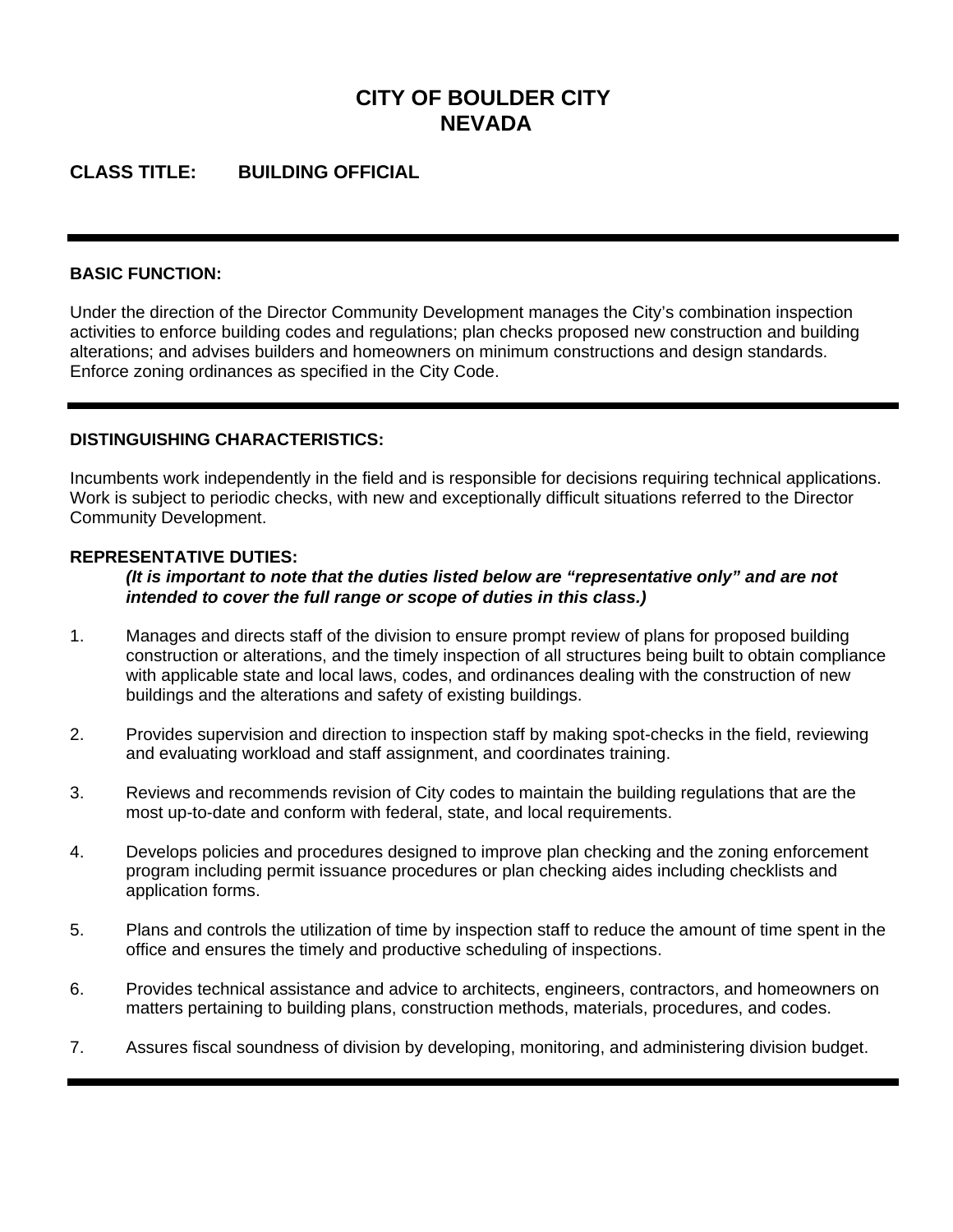# CITY OF BOULDER CITY
# NEVADA

## CLASS TITLE: BUILDING OFFICIAL

---

**BASIC FUNCTION:**

Under the direction of the Director Community Development manages the City's combination inspection activities to enforce building codes and regulations; plan checks proposed new construction and building alterations; and advises builders and homeowners on minimum constructions and design standards. Enforce zoning ordinances as specified in the City Code.

---

**DISTINGUISHING CHARACTERISTICS:**

Incumbents work independently in the field and is responsible for decisions requiring technical applications. Work is subject to periodic checks, with new and exceptionally difficult situations referred to the Director Community Development.

**REPRESENTATIVE DUTIES:**

***(It is important to note that the duties listed below are "representative only" and are not intended to cover the full range or scope of duties in this class.)***

1. Manages and directs staff of the division to ensure prompt review of plans for proposed building construction or alterations, and the timely inspection of all structures being built to obtain compliance with applicable state and local laws, codes, and ordinances dealing with the construction of new buildings and the alterations and safety of existing buildings.

2. Provides supervision and direction to inspection staff by making spot-checks in the field, reviewing and evaluating workload and staff assignment, and coordinates training.

3. Reviews and recommends revision of City codes to maintain the building regulations that are the most up-to-date and conform with federal, state, and local requirements.

4. Develops policies and procedures designed to improve plan checking and the zoning enforcement program including permit issuance procedures or plan checking aides including checklists and application forms.

5. Plans and controls the utilization of time by inspection staff to reduce the amount of time spent in the office and ensures the timely and productive scheduling of inspections.

6. Provides technical assistance and advice to architects, engineers, contractors, and homeowners on matters pertaining to building plans, construction methods, materials, procedures, and codes.

7. Assures fiscal soundness of division by developing, monitoring, and administering division budget.

---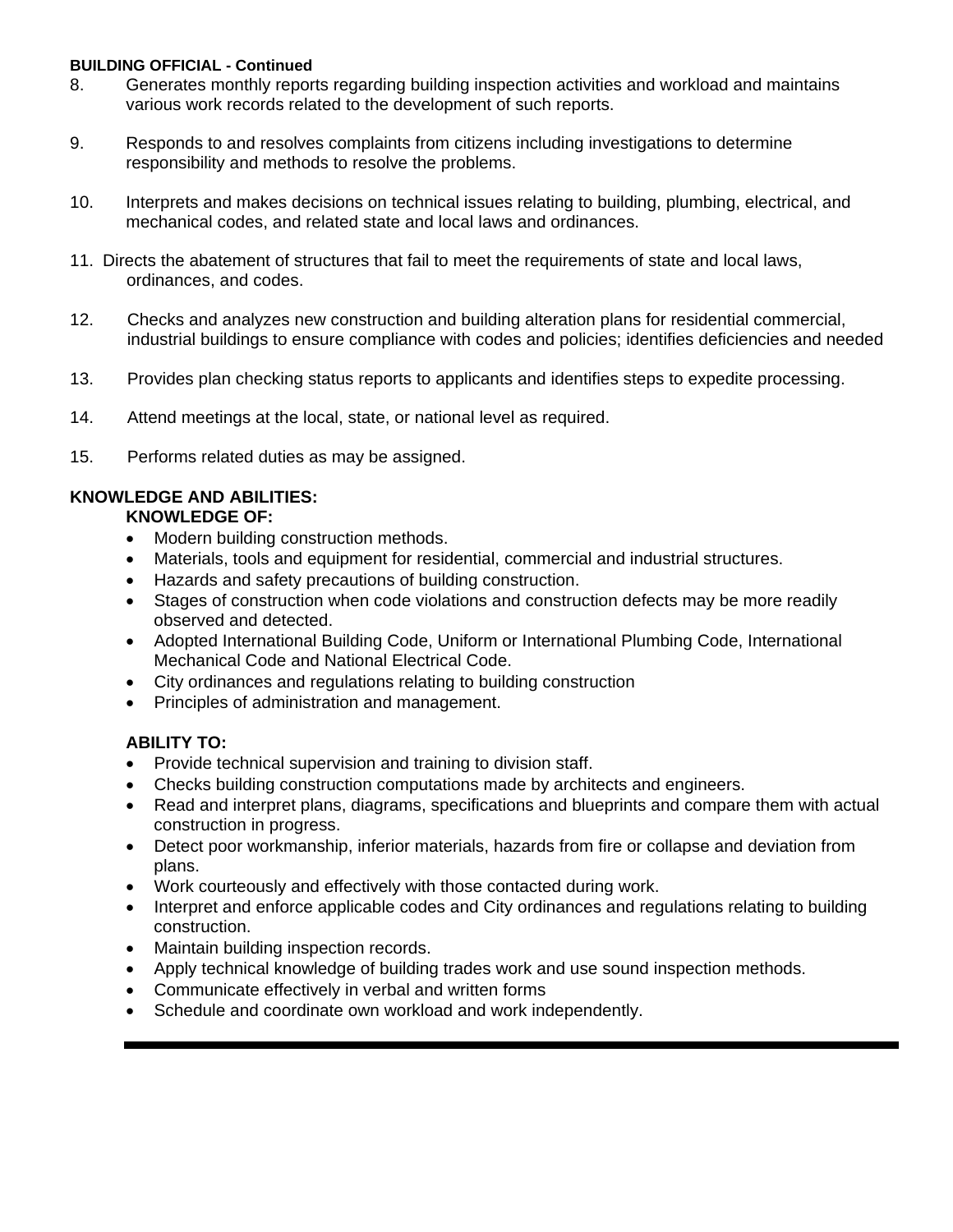**BUILDING OFFICIAL - Continued**

8. Generates monthly reports regarding building inspection activities and workload and maintains various work records related to the development of such reports.

9. Responds to and resolves complaints from citizens including investigations to determine responsibility and methods to resolve the problems.

10. Interprets and makes decisions on technical issues relating to building, plumbing, electrical, and mechanical codes, and related state and local laws and ordinances.

11. Directs the abatement of structures that fail to meet the requirements of state and local laws, ordinances, and codes.

12. Checks and analyzes new construction and building alteration plans for residential commercial, industrial buildings to ensure compliance with codes and policies; identifies deficiencies and needed

13. Provides plan checking status reports to applicants and identifies steps to expedite processing.

14. Attend meetings at the local, state, or national level as required.

15. Performs related duties as may be assigned.

**KNOWLEDGE AND ABILITIES:**

**KNOWLEDGE OF:**

- Modern building construction methods.
- Materials, tools and equipment for residential, commercial and industrial structures.
- Hazards and safety precautions of building construction.
- Stages of construction when code violations and construction defects may be more readily observed and detected.
- Adopted International Building Code, Uniform or International Plumbing Code, International Mechanical Code and National Electrical Code.
- City ordinances and regulations relating to building construction
- Principles of administration and management.

**ABILITY TO:**

- Provide technical supervision and training to division staff.
- Checks building construction computations made by architects and engineers.
- Read and interpret plans, diagrams, specifications and blueprints and compare them with actual construction in progress.
- Detect poor workmanship, inferior materials, hazards from fire or collapse and deviation from plans.
- Work courteously and effectively with those contacted during work.
- Interpret and enforce applicable codes and City ordinances and regulations relating to building construction.
- Maintain building inspection records.
- Apply technical knowledge of building trades work and use sound inspection methods.
- Communicate effectively in verbal and written forms
- Schedule and coordinate own workload and work independently.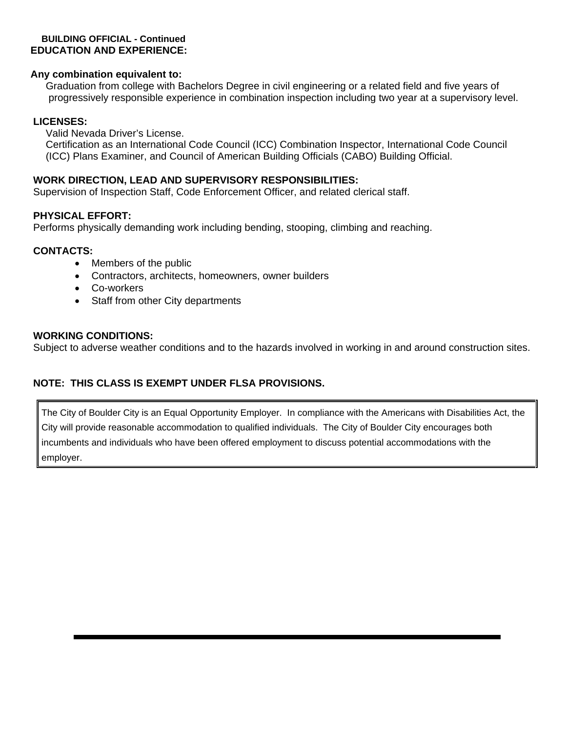**BUILDING OFFICIAL - Continued**

## EDUCATION AND EXPERIENCE:

**Any combination equivalent to:**

Graduation from college with Bachelors Degree in civil engineering or a related field and five years of progressively responsible experience in combination inspection including two year at a supervisory level.

## LICENSES:

Valid Nevada Driver's License.
Certification as an International Code Council (ICC) Combination Inspector, International Code Council (ICC) Plans Examiner, and Council of American Building Officials (CABO) Building Official.

## WORK DIRECTION, LEAD AND SUPERVISORY RESPONSIBILITIES:

Supervision of Inspection Staff, Code Enforcement Officer, and related clerical staff.

## PHYSICAL EFFORT:

Performs physically demanding work including bending, stooping, climbing and reaching.

## CONTACTS:

- Members of the public
- Contractors, architects, homeowners, owner builders
- Co-workers
- Staff from other City departments

## WORKING CONDITIONS:

Subject to adverse weather conditions and to the hazards involved in working in and around construction sites.

**NOTE: THIS CLASS IS EXEMPT UNDER FLSA PROVISIONS.**

> The City of Boulder City is an Equal Opportunity Employer. In compliance with the Americans with Disabilities Act, the City will provide reasonable accommodation to qualified individuals. The City of Boulder City encourages both incumbents and individuals who have been offered employment to discuss potential accommodations with the employer.